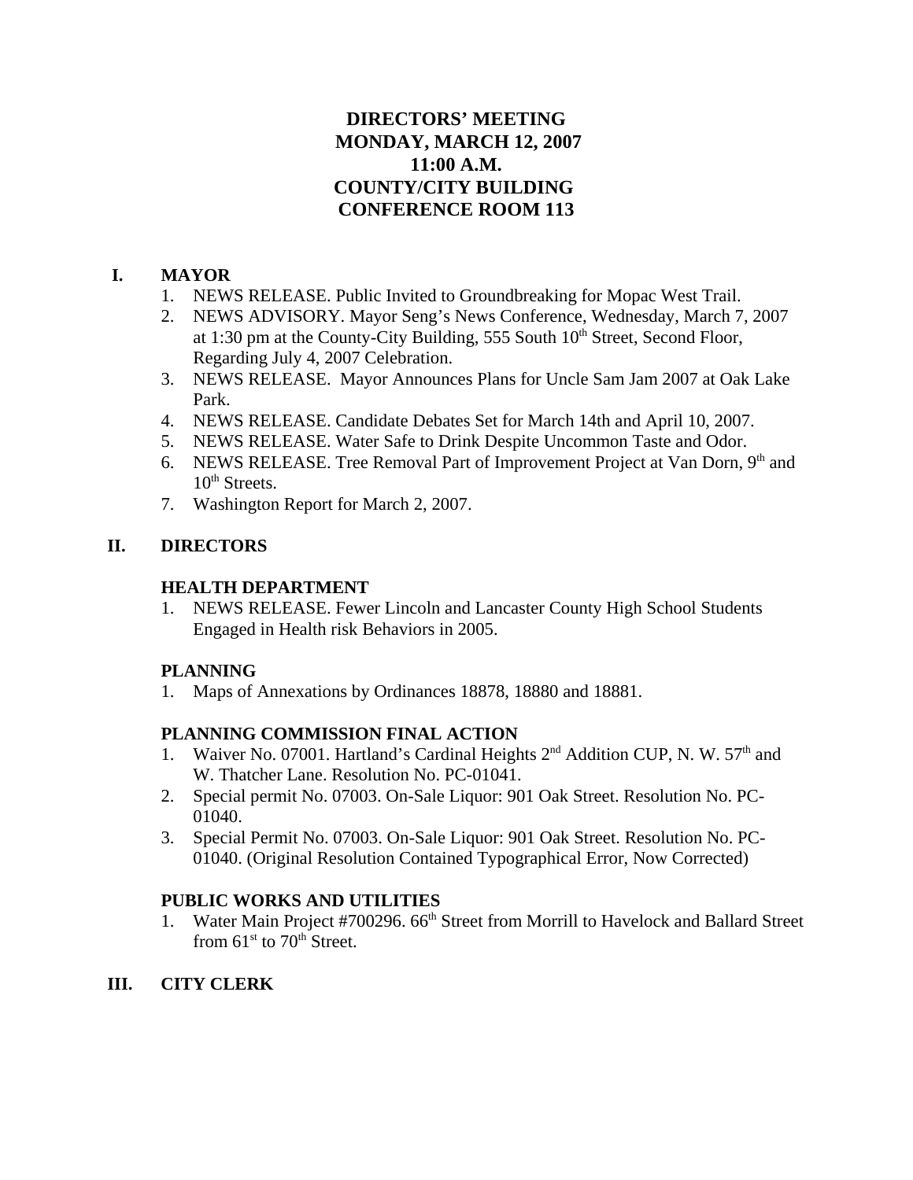# DIRECTORS' MEETING
# MONDAY, MARCH 12, 2007
# 11:00 A.M.
# COUNTY/CITY BUILDING
# CONFERENCE ROOM 113

## I. MAYOR

1. NEWS RELEASE. Public Invited to Groundbreaking for Mopac West Trail.
2. NEWS ADVISORY. Mayor Seng's News Conference, Wednesday, March 7, 2007 at 1:30 pm at the County-City Building, 555 South 10th Street, Second Floor, Regarding July 4, 2007 Celebration.
3. NEWS RELEASE. Mayor Announces Plans for Uncle Sam Jam 2007 at Oak Lake Park.
4. NEWS RELEASE. Candidate Debates Set for March 14th and April 10, 2007.
5. NEWS RELEASE. Water Safe to Drink Despite Uncommon Taste and Odor.
6. NEWS RELEASE. Tree Removal Part of Improvement Project at Van Dorn, 9th and 10th Streets.
7. Washington Report for March 2, 2007.

## II. DIRECTORS

### HEALTH DEPARTMENT

1. NEWS RELEASE. Fewer Lincoln and Lancaster County High School Students Engaged in Health risk Behaviors in 2005.

### PLANNING

1. Maps of Annexations by Ordinances 18878, 18880 and 18881.

### PLANNING COMMISSION FINAL ACTION

1. Waiver No. 07001. Hartland's Cardinal Heights 2nd Addition CUP, N. W. 57th and W. Thatcher Lane. Resolution No. PC-01041.
2. Special permit No. 07003. On-Sale Liquor: 901 Oak Street. Resolution No. PC-01040.
3. Special Permit No. 07003. On-Sale Liquor: 901 Oak Street. Resolution No. PC-01040. (Original Resolution Contained Typographical Error, Now Corrected)

### PUBLIC WORKS AND UTILITIES

1. Water Main Project #700296. 66th Street from Morrill to Havelock and Ballard Street from 61st to 70th Street.

## III. CITY CLERK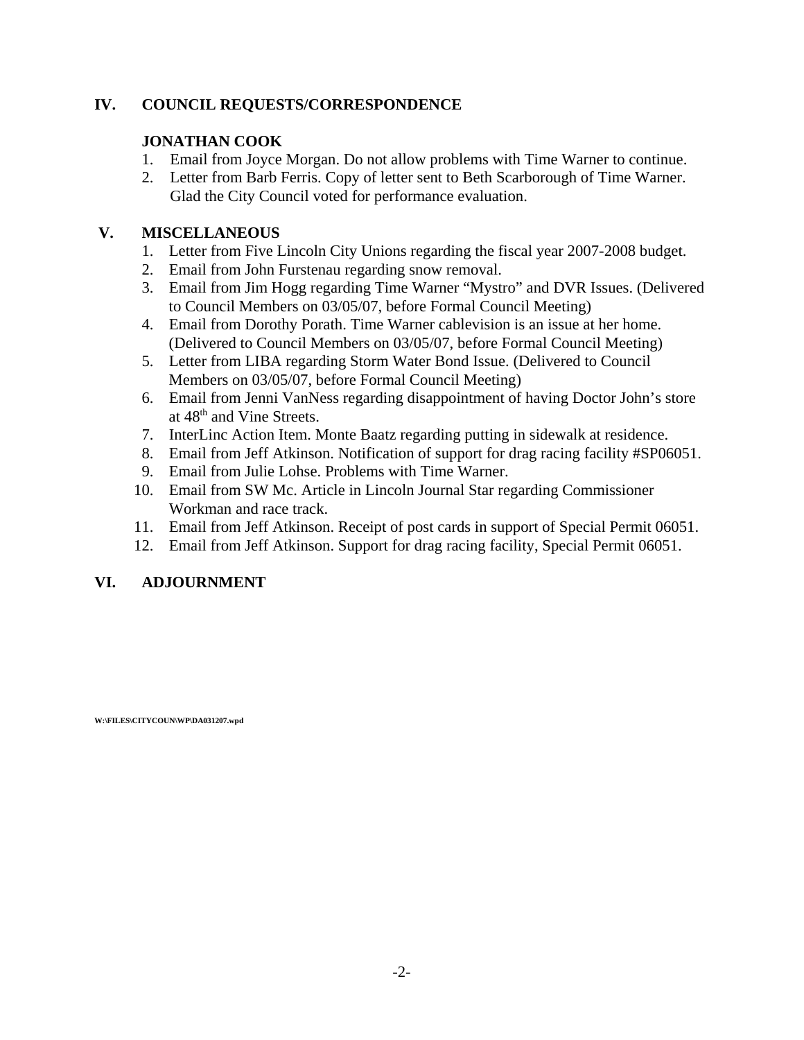## IV. COUNCIL REQUESTS/CORRESPONDENCE

### JONATHAN COOK

1. Email from Joyce Morgan. Do not allow problems with Time Warner to continue.
2. Letter from Barb Ferris. Copy of letter sent to Beth Scarborough of Time Warner. Glad the City Council voted for performance evaluation.

## V. MISCELLANEOUS

1. Letter from Five Lincoln City Unions regarding the fiscal year 2007-2008 budget.
2. Email from John Furstenau regarding snow removal.
3. Email from Jim Hogg regarding Time Warner "Mystro" and DVR Issues. (Delivered to Council Members on 03/05/07, before Formal Council Meeting)
4. Email from Dorothy Porath. Time Warner cablevision is an issue at her home. (Delivered to Council Members on 03/05/07, before Formal Council Meeting)
5. Letter from LIBA regarding Storm Water Bond Issue. (Delivered to Council Members on 03/05/07, before Formal Council Meeting)
6. Email from Jenni VanNess regarding disappointment of having Doctor John's store at 48th and Vine Streets.
7. InterLinc Action Item. Monte Baatz regarding putting in sidewalk at residence.
8. Email from Jeff Atkinson. Notification of support for drag racing facility #SP06051.
9. Email from Julie Lohse. Problems with Time Warner.
10. Email from SW Mc. Article in Lincoln Journal Star regarding Commissioner Workman and race track.
11. Email from Jeff Atkinson. Receipt of post cards in support of Special Permit 06051.
12. Email from Jeff Atkinson. Support for drag racing facility, Special Permit 06051.

## VI. ADJOURNMENT

W:\FILES\CITYCOUN\WP\DA031207.wpd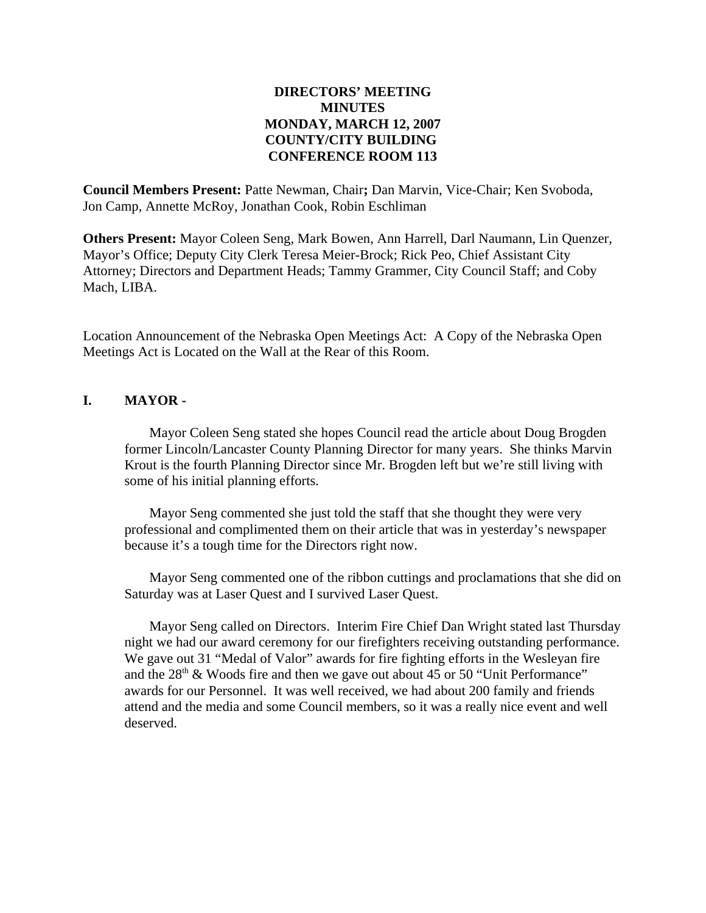# DIRECTORS' MEETING
# MINUTES
# MONDAY, MARCH 12, 2007
# COUNTY/CITY BUILDING
# CONFERENCE ROOM 113

**Council Members Present:** Patte Newman, Chair**;** Dan Marvin, Vice-Chair; Ken Svoboda, Jon Camp, Annette McRoy, Jonathan Cook, Robin Eschliman

**Others Present:** Mayor Coleen Seng, Mark Bowen, Ann Harrell, Darl Naumann, Lin Quenzer, Mayor's Office; Deputy City Clerk Teresa Meier-Brock; Rick Peo, Chief Assistant City Attorney; Directors and Department Heads; Tammy Grammer, City Council Staff; and Coby Mach, LIBA.

Location Announcement of the Nebraska Open Meetings Act: A Copy of the Nebraska Open Meetings Act is Located on the Wall at the Rear of this Room.

## I. MAYOR -

Mayor Coleen Seng stated she hopes Council read the article about Doug Brogden former Lincoln/Lancaster County Planning Director for many years. She thinks Marvin Krout is the fourth Planning Director since Mr. Brogden left but we're still living with some of his initial planning efforts.

Mayor Seng commented she just told the staff that she thought they were very professional and complimented them on their article that was in yesterday's newspaper because it's a tough time for the Directors right now.

Mayor Seng commented one of the ribbon cuttings and proclamations that she did on Saturday was at Laser Quest and I survived Laser Quest.

Mayor Seng called on Directors. Interim Fire Chief Dan Wright stated last Thursday night we had our award ceremony for our firefighters receiving outstanding performance. We gave out 31 "Medal of Valor" awards for fire fighting efforts in the Wesleyan fire and the 28th & Woods fire and then we gave out about 45 or 50 "Unit Performance" awards for our Personnel. It was well received, we had about 200 family and friends attend and the media and some Council members, so it was a really nice event and well deserved.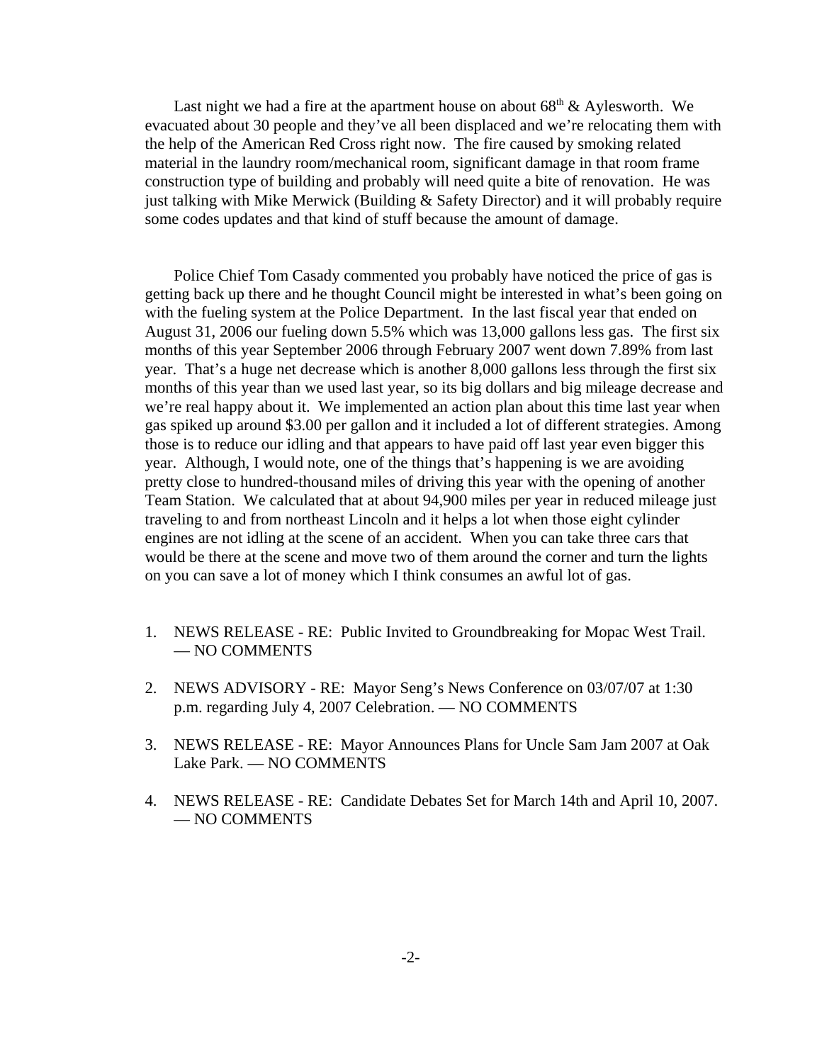Last night we had a fire at the apartment house on about 68th & Aylesworth. We evacuated about 30 people and they've all been displaced and we're relocating them with the help of the American Red Cross right now. The fire caused by smoking related material in the laundry room/mechanical room, significant damage in that room frame construction type of building and probably will need quite a bite of renovation. He was just talking with Mike Merwick (Building & Safety Director) and it will probably require some codes updates and that kind of stuff because the amount of damage.

Police Chief Tom Casady commented you probably have noticed the price of gas is getting back up there and he thought Council might be interested in what's been going on with the fueling system at the Police Department. In the last fiscal year that ended on August 31, 2006 our fueling down 5.5% which was 13,000 gallons less gas. The first six months of this year September 2006 through February 2007 went down 7.89% from last year. That's a huge net decrease which is another 8,000 gallons less through the first six months of this year than we used last year, so its big dollars and big mileage decrease and we're real happy about it. We implemented an action plan about this time last year when gas spiked up around $3.00 per gallon and it included a lot of different strategies. Among those is to reduce our idling and that appears to have paid off last year even bigger this year. Although, I would note, one of the things that's happening is we are avoiding pretty close to hundred-thousand miles of driving this year with the opening of another Team Station. We calculated that at about 94,900 miles per year in reduced mileage just traveling to and from northeast Lincoln and it helps a lot when those eight cylinder engines are not idling at the scene of an accident. When you can take three cars that would be there at the scene and move two of them around the corner and turn the lights on you can save a lot of money which I think consumes an awful lot of gas.

1. NEWS RELEASE - RE: Public Invited to Groundbreaking for Mopac West Trail. — NO COMMENTS

2. NEWS ADVISORY - RE: Mayor Seng's News Conference on 03/07/07 at 1:30 p.m. regarding July 4, 2007 Celebration. — NO COMMENTS

3. NEWS RELEASE - RE: Mayor Announces Plans for Uncle Sam Jam 2007 at Oak Lake Park. — NO COMMENTS

4. NEWS RELEASE - RE: Candidate Debates Set for March 14th and April 10, 2007. — NO COMMENTS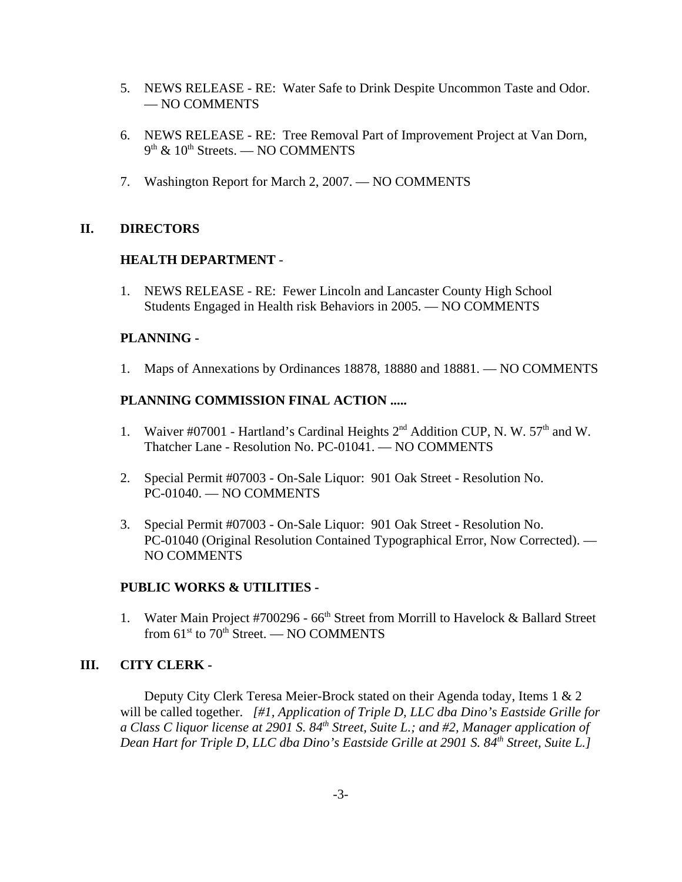5. NEWS RELEASE - RE: Water Safe to Drink Despite Uncommon Taste and Odor. — NO COMMENTS

6. NEWS RELEASE - RE: Tree Removal Part of Improvement Project at Van Dorn, 9th & 10th Streets. — NO COMMENTS

7. Washington Report for March 2, 2007. — NO COMMENTS

## II. DIRECTORS

### HEALTH DEPARTMENT -

1. NEWS RELEASE - RE: Fewer Lincoln and Lancaster County High School Students Engaged in Health risk Behaviors in 2005. — NO COMMENTS

### PLANNING -

1. Maps of Annexations by Ordinances 18878, 18880 and 18881. — NO COMMENTS

### PLANNING COMMISSION FINAL ACTION .....

1. Waiver #07001 - Hartland's Cardinal Heights 2nd Addition CUP, N. W. 57th and W. Thatcher Lane - Resolution No. PC-01041. — NO COMMENTS

2. Special Permit #07003 - On-Sale Liquor: 901 Oak Street - Resolution No. PC-01040. — NO COMMENTS

3. Special Permit #07003 - On-Sale Liquor: 901 Oak Street - Resolution No. PC-01040 (Original Resolution Contained Typographical Error, Now Corrected). — NO COMMENTS

### PUBLIC WORKS & UTILITIES -

1. Water Main Project #700296 - 66th Street from Morrill to Havelock & Ballard Street from 61st to 70th Street. — NO COMMENTS

## III. CITY CLERK -

Deputy City Clerk Teresa Meier-Brock stated on their Agenda today, Items 1 & 2 will be called together. *[#1, Application of Triple D, LLC dba Dino's Eastside Grille for a Class C liquor license at 2901 S. 84th Street, Suite L.; and #2, Manager application of Dean Hart for Triple D, LLC dba Dino's Eastside Grille at 2901 S. 84th Street, Suite L.]*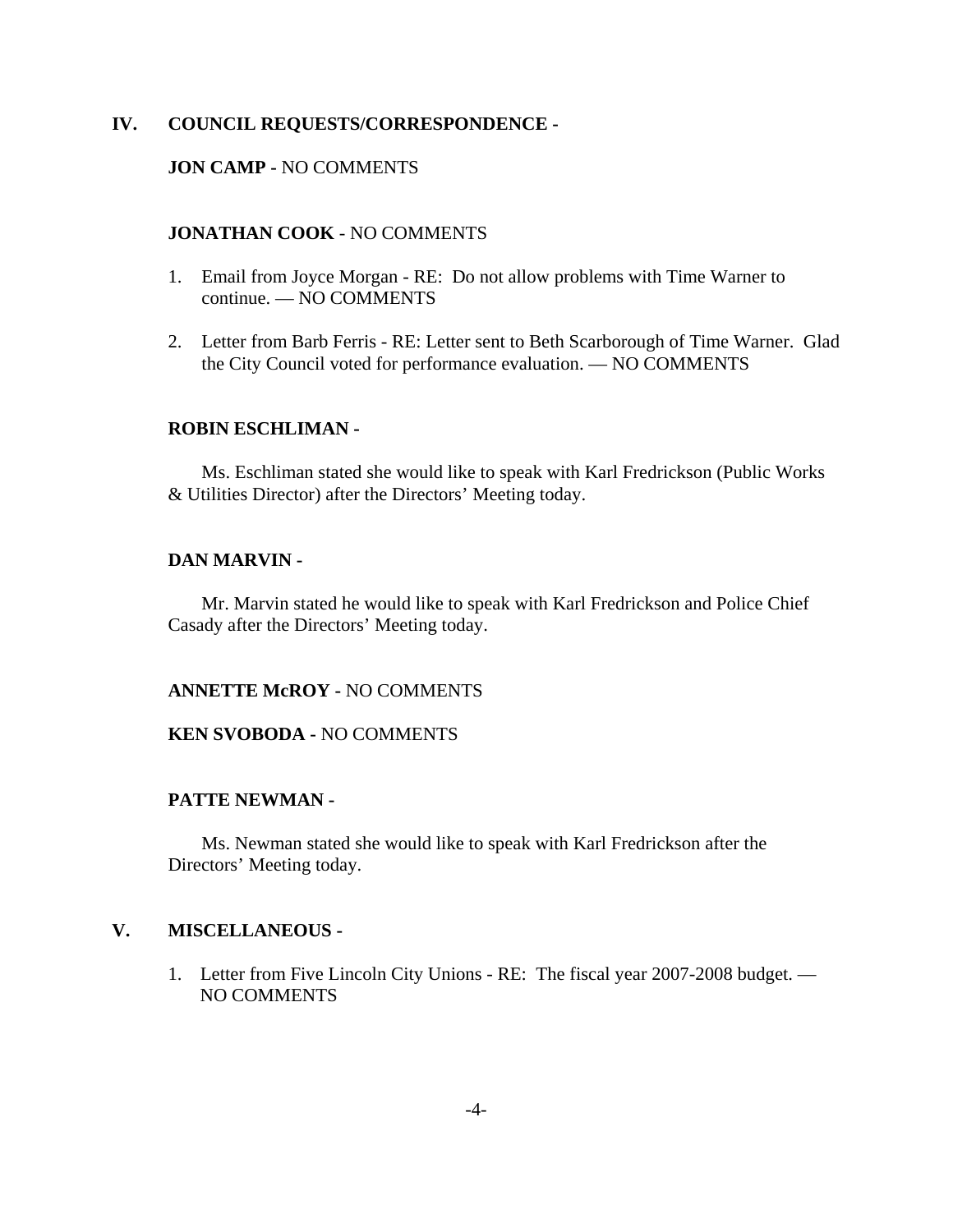## IV. COUNCIL REQUESTS/CORRESPONDENCE -

**JON CAMP -** NO COMMENTS

**JONATHAN COOK** - NO COMMENTS

1. Email from Joyce Morgan - RE: Do not allow problems with Time Warner to continue. — NO COMMENTS

2. Letter from Barb Ferris - RE: Letter sent to Beth Scarborough of Time Warner. Glad the City Council voted for performance evaluation. — NO COMMENTS

**ROBIN ESCHLIMAN -**

Ms. Eschliman stated she would like to speak with Karl Fredrickson (Public Works & Utilities Director) after the Directors' Meeting today.

**DAN MARVIN -**

Mr. Marvin stated he would like to speak with Karl Fredrickson and Police Chief Casady after the Directors' Meeting today.

**ANNETTE McROY -** NO COMMENTS

**KEN SVOBODA -** NO COMMENTS

**PATTE NEWMAN -**

Ms. Newman stated she would like to speak with Karl Fredrickson after the Directors' Meeting today.

## V. MISCELLANEOUS -

1. Letter from Five Lincoln City Unions - RE: The fiscal year 2007-2008 budget. — NO COMMENTS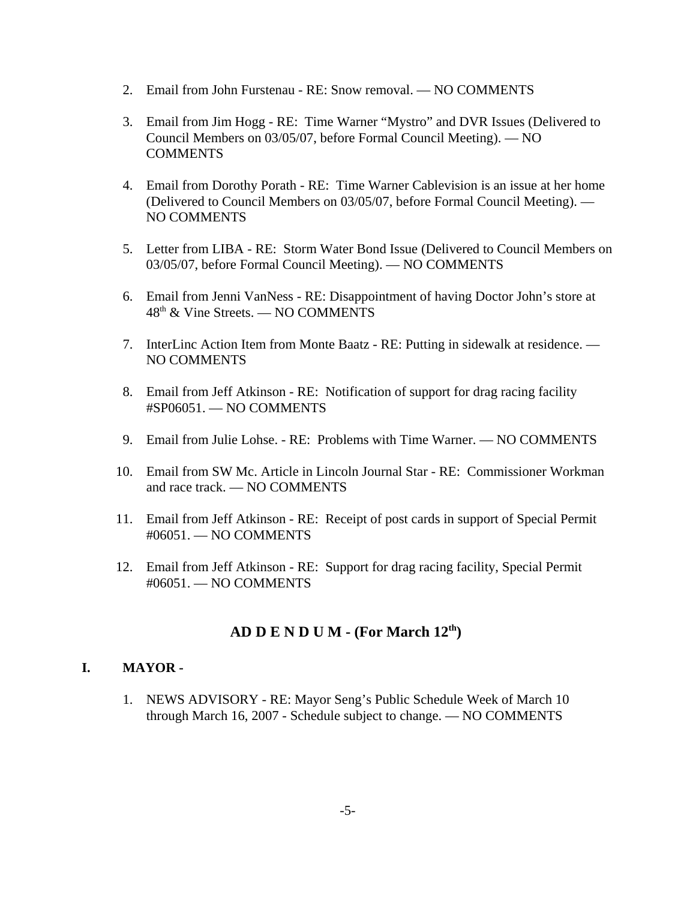2. Email from John Furstenau - RE: Snow removal. — NO COMMENTS

3. Email from Jim Hogg - RE: Time Warner "Mystro" and DVR Issues (Delivered to Council Members on 03/05/07, before Formal Council Meeting). — NO COMMENTS

4. Email from Dorothy Porath - RE: Time Warner Cablevision is an issue at her home (Delivered to Council Members on 03/05/07, before Formal Council Meeting). — NO COMMENTS

5. Letter from LIBA - RE: Storm Water Bond Issue (Delivered to Council Members on 03/05/07, before Formal Council Meeting). — NO COMMENTS

6. Email from Jenni VanNess - RE: Disappointment of having Doctor John's store at 48th & Vine Streets. — NO COMMENTS

7. InterLinc Action Item from Monte Baatz - RE: Putting in sidewalk at residence. — NO COMMENTS

8. Email from Jeff Atkinson - RE: Notification of support for drag racing facility #SP06051. — NO COMMENTS

9. Email from Julie Lohse. - RE: Problems with Time Warner. — NO COMMENTS

10. Email from SW Mc. Article in Lincoln Journal Star - RE: Commissioner Workman and race track. — NO COMMENTS

11. Email from Jeff Atkinson - RE: Receipt of post cards in support of Special Permit #06051. — NO COMMENTS

12. Email from Jeff Atkinson - RE: Support for drag racing facility, Special Permit #06051. — NO COMMENTS

## AD D E N D U M - (For March 12th)

**I. MAYOR -**

1. NEWS ADVISORY - RE: Mayor Seng's Public Schedule Week of March 10 through March 16, 2007 - Schedule subject to change. — NO COMMENTS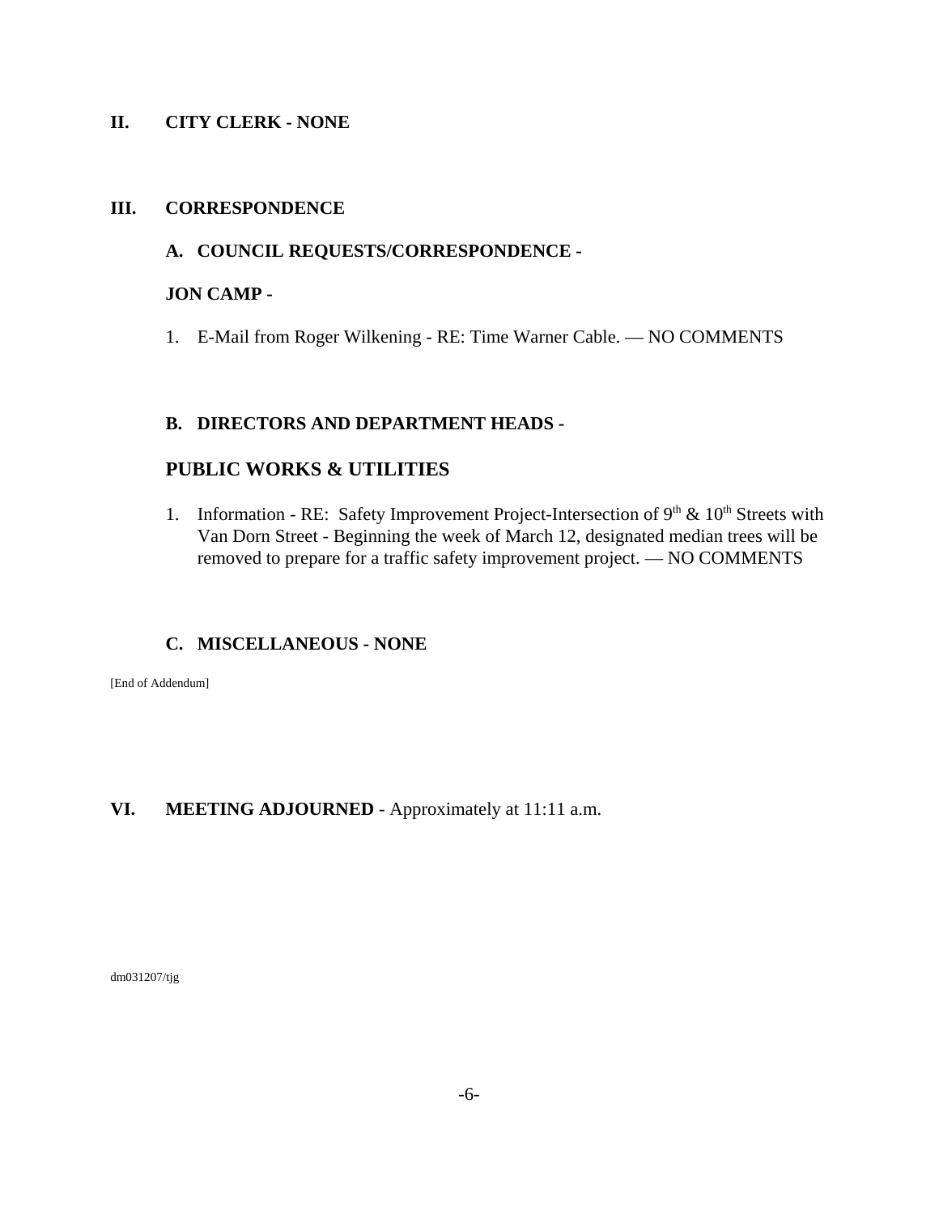## II. CITY CLERK - NONE

## III. CORRESPONDENCE

### A. COUNCIL REQUESTS/CORRESPONDENCE -

**JON CAMP -**

1. E-Mail from Roger Wilkening - RE: Time Warner Cable. — NO COMMENTS

### B. DIRECTORS AND DEPARTMENT HEADS -

### PUBLIC WORKS & UTILITIES

1. Information - RE: Safety Improvement Project-Intersection of 9th & 10th Streets with Van Dorn Street - Beginning the week of March 12, designated median trees will be removed to prepare for a traffic safety improvement project. — NO COMMENTS

### C. MISCELLANEOUS - NONE

[End of Addendum]

**VI. MEETING ADJOURNED** - Approximately at 11:11 a.m.

dm031207/tjg